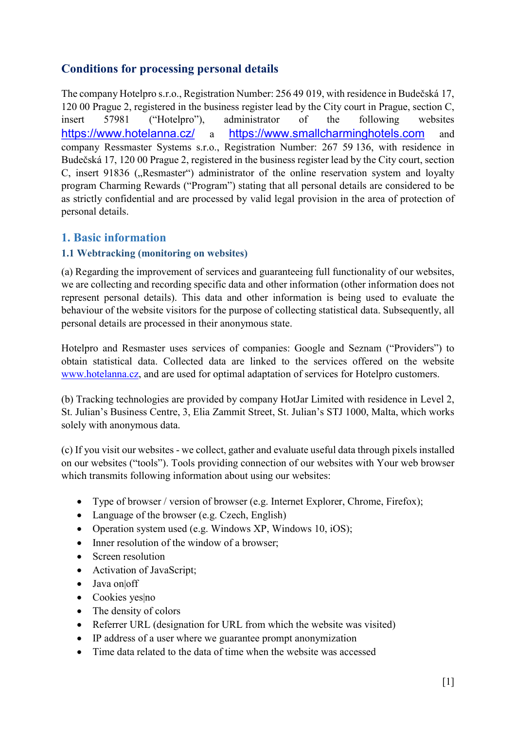## Conditions for processing personal details

The company Hotelpro s.r.o., Registration Number: 256 49 019, with residence in Budečská 17, 120 00 Prague 2, registered in the business register lead by the City court in Prague, section C, insert 57981 ("Hotelpro"), administrator of the following websites https://www.hotelanna.cz/ a https://www.smallcharminghotels.com and company Ressmaster Systems s.r.o., Registration Number: 267 59 136, with residence in Budečská 17, 120 00 Prague 2, registered in the business register lead by the City court, section C, insert 91836 („Resmaster") administrator of the online reservation system and loyalty program Charming Rewards ("Program") stating that all personal details are considered to be as strictly confidential and are processed by valid legal provision in the area of protection of personal details.

## 1. Basic information

### 1.1 Webtracking (monitoring on websites)

(a) Regarding the improvement of services and guaranteeing full functionality of our websites, we are collecting and recording specific data and other information (other information does not represent personal details). This data and other information is being used to evaluate the behaviour of the website visitors for the purpose of collecting statistical data. Subsequently, all personal details are processed in their anonymous state.

Hotelpro and Resmaster uses services of companies: Google and Seznam ("Providers") to obtain statistical data. Collected data are linked to the services offered on the website www.hotelanna.cz, and are used for optimal adaptation of services for Hotelpro customers.

(b) Tracking technologies are provided by company HotJar Limited with residence in Level 2, St. Julian's Business Centre, 3, Elia Zammit Street, St. Julian's STJ 1000, Malta, which works solely with anonymous data.

(c) If you visit our websites - we collect, gather and evaluate useful data through pixels installed on our websites ("tools"). Tools providing connection of our websites with Your web browser which transmits following information about using our websites:

- Type of browser / version of browser (e.g. Internet Explorer, Chrome, Firefox);
- Language of the browser (e.g. Czech, English)
- Operation system used (e.g. Windows XP, Windows 10, iOS);
- Inner resolution of the window of a browser;
- Screen resolution
- Activation of JavaScript;
- Java on|off
- Cookies yes|no
- The density of colors
- Referrer URL (designation for URL from which the website was visited)
- IP address of a user where we guarantee prompt anonymization
- Time data related to the data of time when the website was accessed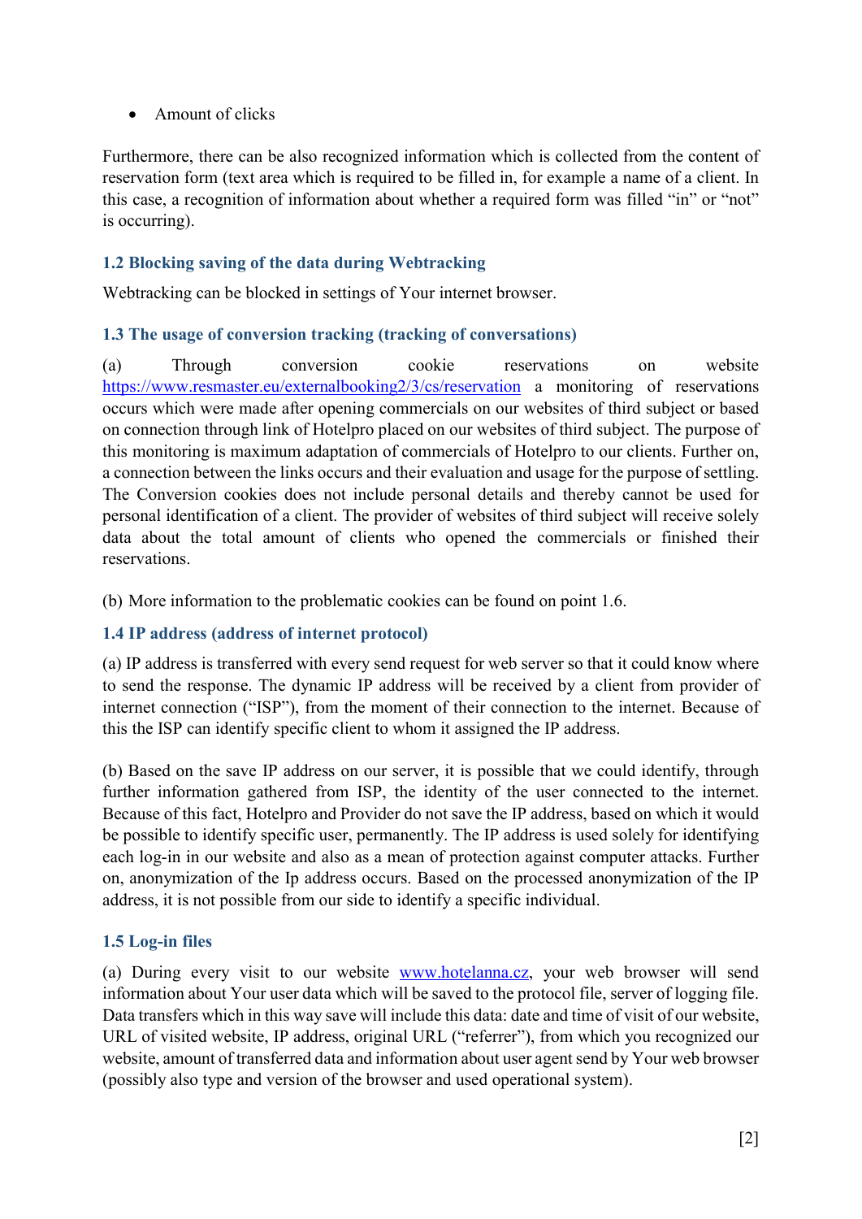- Amount of clicks

Furthermore, there can be also recognized information which is collected from the content of reservation form (text area which is required to be filled in, for example a name of a client. In this case, a recognition of information about whether a required form was filled "in" or "not" is occurring).

### 1.2 Blocking saving of the data during Webtracking

Webtracking can be blocked in settings of Your internet browser.

### 1.3 The usage of conversion tracking (tracking of conversations)

(a) Through conversion cookie reservations on website https://www.resmaster.eu/externalbooking2/3/cs/reservation a monitoring of reservations occurs which were made after opening commercials on our websites of third subject or based on connection through link of Hotelpro placed on our websites of third subject. The purpose of this monitoring is maximum adaptation of commercials of Hotelpro to our clients. Further on, a connection between the links occurs and their evaluation and usage for the purpose of settling. The Conversion cookies does not include personal details and thereby cannot be used for personal identification of a client. The provider of websites of third subject will receive solely data about the total amount of clients who opened the commercials or finished their reservations.

(b) More information to the problematic cookies can be found on point 1.6.

### 1.4 IP address (address of internet protocol)

(a) IP address is transferred with every send request for web server so that it could know where to send the response. The dynamic IP address will be received by a client from provider of internet connection ("ISP"), from the moment of their connection to the internet. Because of this the ISP can identify specific client to whom it assigned the IP address.

(b) Based on the save IP address on our server, it is possible that we could identify, through further information gathered from ISP, the identity of the user connected to the internet. Because of this fact, Hotelpro and Provider do not save the IP address, based on which it would be possible to identify specific user, permanently. The IP address is used solely for identifying each log-in in our website and also as a mean of protection against computer attacks. Further on, anonymization of the Ip address occurs. Based on the processed anonymization of the IP address, it is not possible from our side to identify a specific individual.

### 1.5 Log-in files

(a) During every visit to our website www.hotelanna.cz, your web browser will send information about Your user data which will be saved to the protocol file, server of logging file. Data transfers which in this way save will include this data: date and time of visit of our website, URL of visited website, IP address, original URL ("referrer"), from which you recognized our website, amount of transferred data and information about user agent send by Your web browser (possibly also type and version of the browser and used operational system).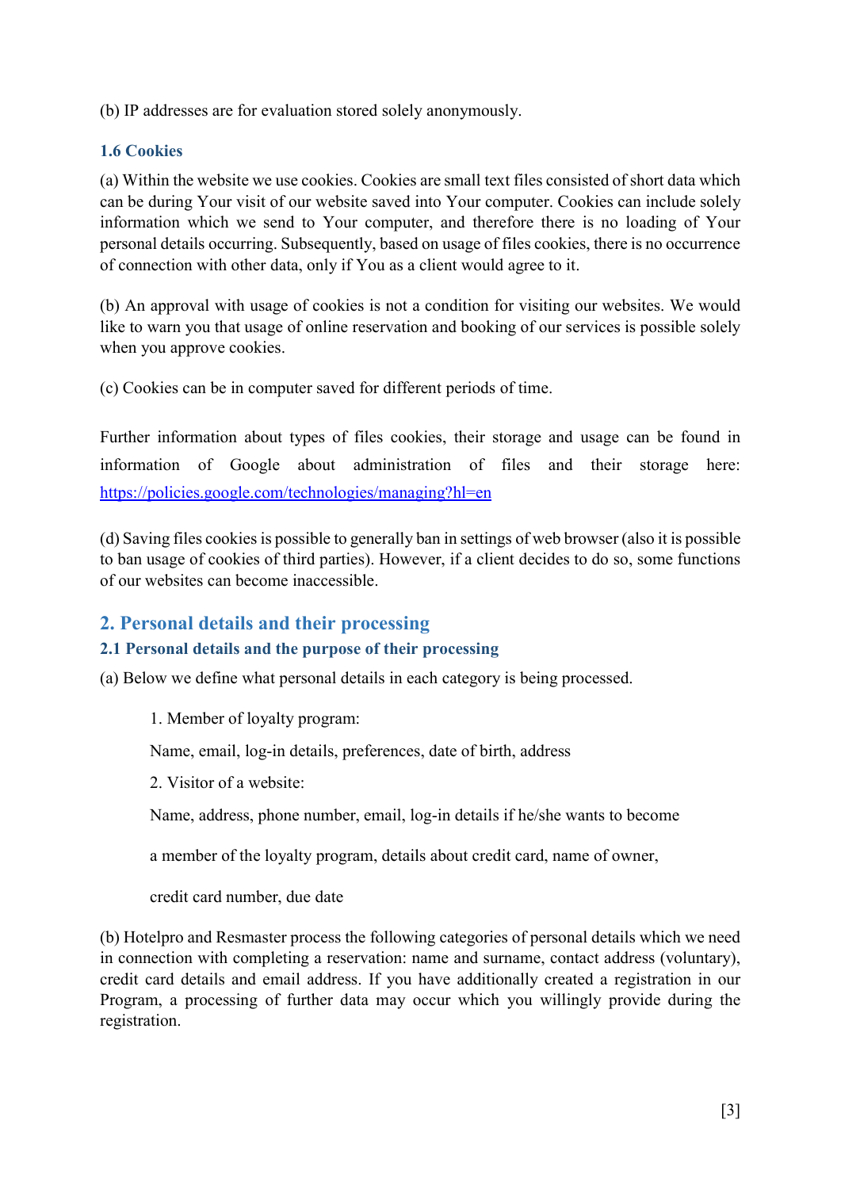(b) IP addresses are for evaluation stored solely anonymously.

### 1.6 Cookies

(a) Within the website we use cookies. Cookies are small text files consisted of short data which can be during Your visit of our website saved into Your computer. Cookies can include solely information which we send to Your computer, and therefore there is no loading of Your personal details occurring. Subsequently, based on usage of files cookies, there is no occurrence of connection with other data, only if You as a client would agree to it.

(b) An approval with usage of cookies is not a condition for visiting our websites. We would like to warn you that usage of online reservation and booking of our services is possible solely when you approve cookies.

(c) Cookies can be in computer saved for different periods of time.

Further information about types of files cookies, their storage and usage can be found in information of Google about administration of files and their storage here: https://policies.google.com/technologies/managing?hl=en

(d) Saving files cookies is possible to generally ban in settings of web browser (also it is possible to ban usage of cookies of third parties). However, if a client decides to do so, some functions of our websites can become inaccessible.

## 2. Personal details and their processing

### 2.1 Personal details and the purpose of their processing

(a) Below we define what personal details in each category is being processed.

1. Member of loyalty program:

   Name, email, log-in details, preferences, date of birth, address

2. Visitor of a website:

   Name, address, phone number, email, log-in details if he/she wants to become

   a member of the loyalty program, details about credit card, name of owner,

   credit card number, due date

(b) Hotelpro and Resmaster process the following categories of personal details which we need in connection with completing a reservation: name and surname, contact address (voluntary), credit card details and email address. If you have additionally created a registration in our Program, a processing of further data may occur which you willingly provide during the registration.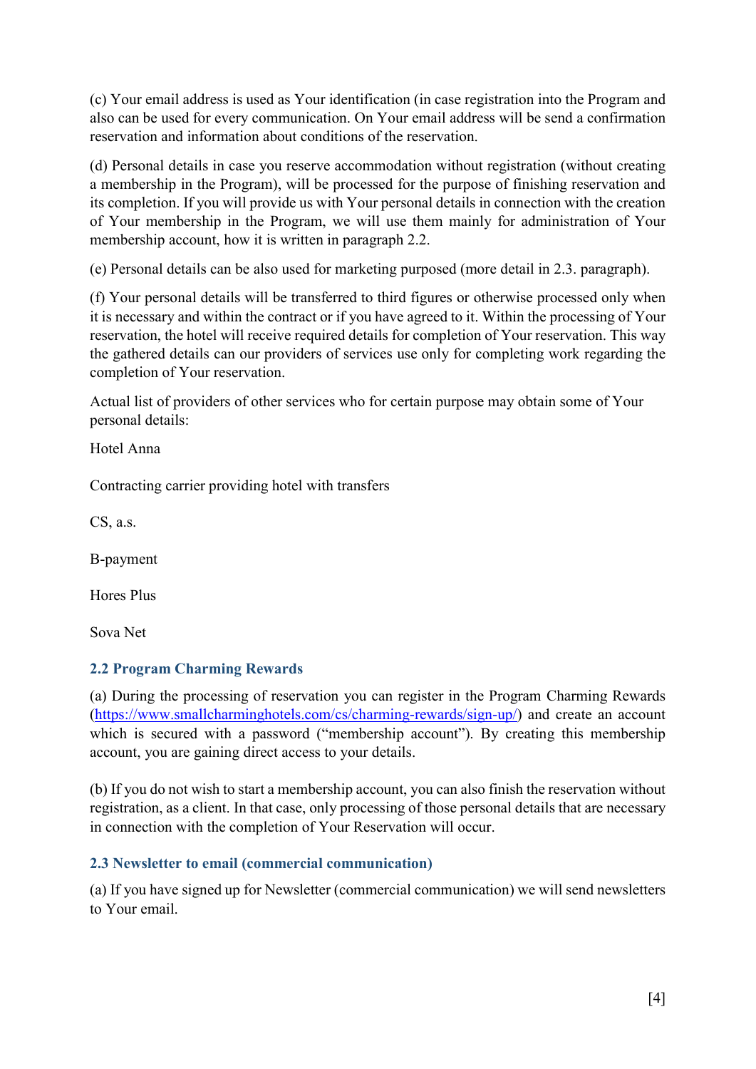(c) Your email address is used as Your identification (in case registration into the Program and also can be used for every communication. On Your email address will be send a confirmation reservation and information about conditions of the reservation.

(d) Personal details in case you reserve accommodation without registration (without creating a membership in the Program), will be processed for the purpose of finishing reservation and its completion. If you will provide us with Your personal details in connection with the creation of Your membership in the Program, we will use them mainly for administration of Your membership account, how it is written in paragraph 2.2.

(e) Personal details can be also used for marketing purposed (more detail in 2.3. paragraph).

(f) Your personal details will be transferred to third figures or otherwise processed only when it is necessary and within the contract or if you have agreed to it. Within the processing of Your reservation, the hotel will receive required details for completion of Your reservation. This way the gathered details can our providers of services use only for completing work regarding the completion of Your reservation.

Actual list of providers of other services who for certain purpose may obtain some of Your personal details:

Hotel Anna

Contracting carrier providing hotel with transfers

CS, a.s.

B-payment

Hores Plus

Sova Net

### 2.2 Program Charming Rewards

(a) During the processing of reservation you can register in the Program Charming Rewards (https://www.smallcharminghotels.com/cs/charming-rewards/sign-up/) and create an account which is secured with a password ("membership account"). By creating this membership account, you are gaining direct access to your details.

(b) If you do not wish to start a membership account, you can also finish the reservation without registration, as a client. In that case, only processing of those personal details that are necessary in connection with the completion of Your Reservation will occur.

### 2.3 Newsletter to email (commercial communication)

(a) If you have signed up for Newsletter (commercial communication) we will send newsletters to Your email.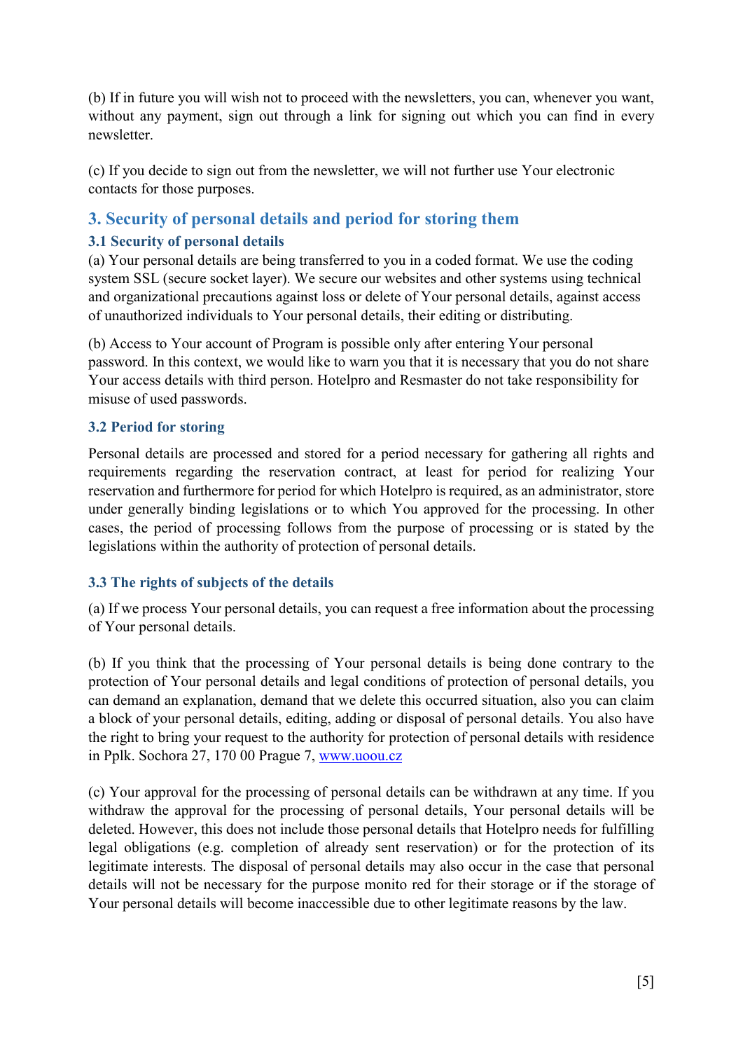(b) If in future you will wish not to proceed with the newsletters, you can, whenever you want, without any payment, sign out through a link for signing out which you can find in every newsletter.

(c) If you decide to sign out from the newsletter, we will not further use Your electronic contacts for those purposes.

## 3. Security of personal details and period for storing them

### 3.1 Security of personal details

(a) Your personal details are being transferred to you in a coded format. We use the coding system SSL (secure socket layer). We secure our websites and other systems using technical and organizational precautions against loss or delete of Your personal details, against access of unauthorized individuals to Your personal details, their editing or distributing.

(b) Access to Your account of Program is possible only after entering Your personal password. In this context, we would like to warn you that it is necessary that you do not share Your access details with third person. Hotelpro and Resmaster do not take responsibility for misuse of used passwords.

### 3.2 Period for storing

Personal details are processed and stored for a period necessary for gathering all rights and requirements regarding the reservation contract, at least for period for realizing Your reservation and furthermore for period for which Hotelpro is required, as an administrator, store under generally binding legislations or to which You approved for the processing. In other cases, the period of processing follows from the purpose of processing or is stated by the legislations within the authority of protection of personal details.

### 3.3 The rights of subjects of the details

(a) If we process Your personal details, you can request a free information about the processing of Your personal details.

(b) If you think that the processing of Your personal details is being done contrary to the protection of Your personal details and legal conditions of protection of personal details, you can demand an explanation, demand that we delete this occurred situation, also you can claim a block of your personal details, editing, adding or disposal of personal details. You also have the right to bring your request to the authority for protection of personal details with residence in Pplk. Sochora 27, 170 00 Prague 7, [www.uoou.cz](http://www.uoou.cz)

(c) Your approval for the processing of personal details can be withdrawn at any time. If you withdraw the approval for the processing of personal details, Your personal details will be deleted. However, this does not include those personal details that Hotelpro needs for fulfilling legal obligations (e.g. completion of already sent reservation) or for the protection of its legitimate interests. The disposal of personal details may also occur in the case that personal details will not be necessary for the purpose monito red for their storage or if the storage of Your personal details will become inaccessible due to other legitimate reasons by the law.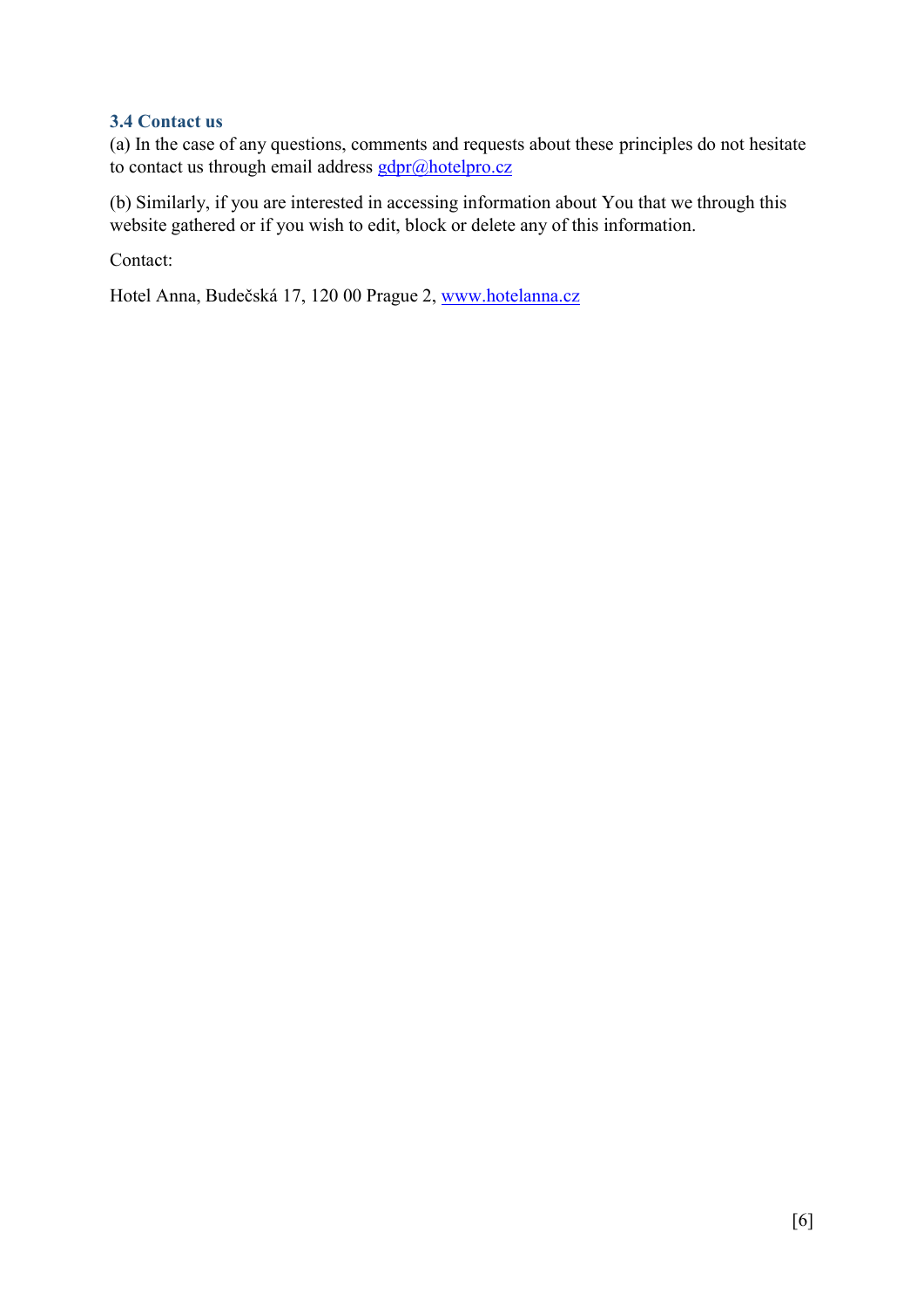### 3.4 Contact us

(a) In the case of any questions, comments and requests about these principles do not hesitate to contact us through email address gdpr@hotelpro.cz

(b) Similarly, if you are interested in accessing information about You that we through this website gathered or if you wish to edit, block or delete any of this information.

Contact:

Hotel Anna, Budečská 17, 120 00 Prague 2, www.hotelanna.cz